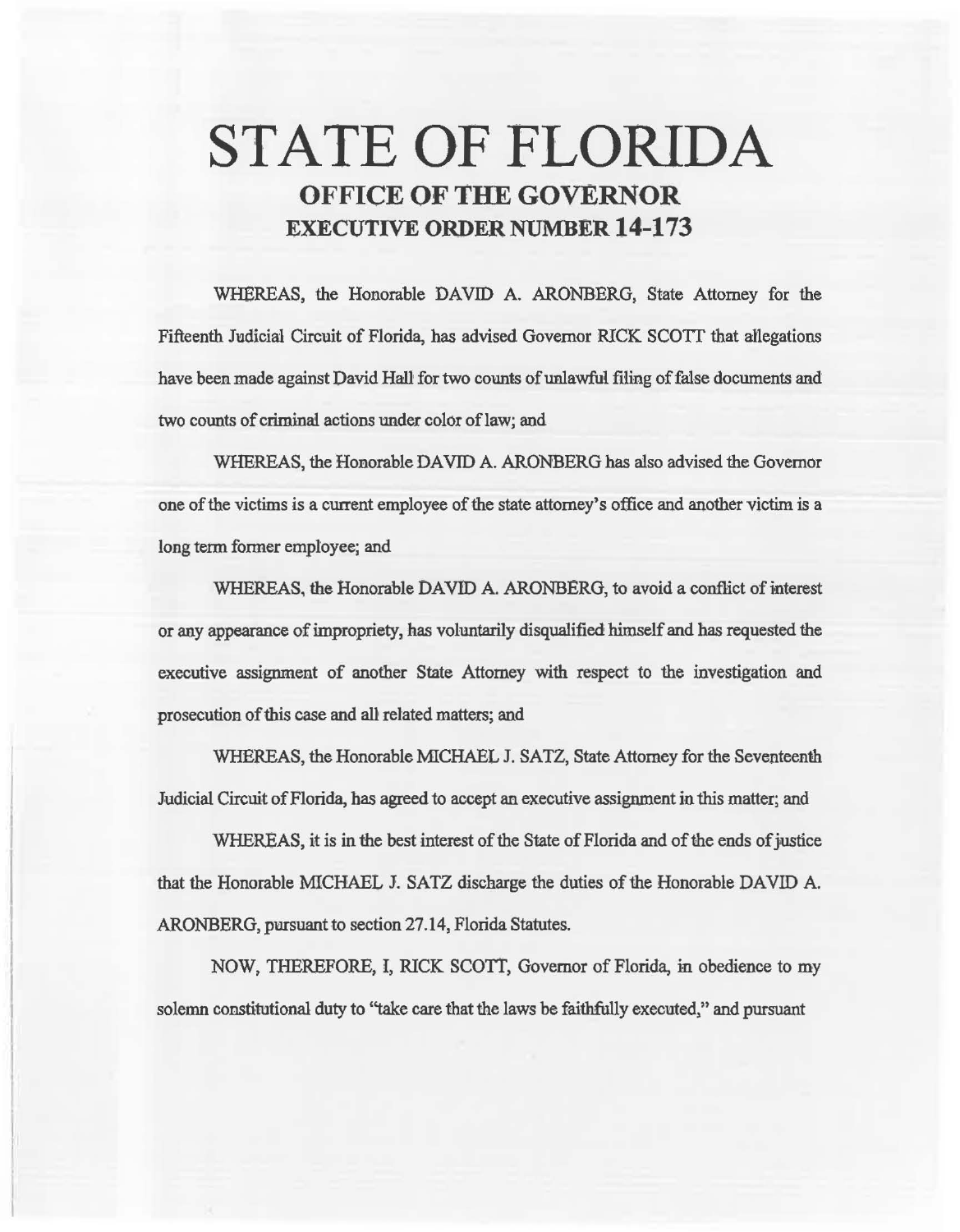# STATE OF FLORIDA

## OFFICE OF THE GOVERNOR

## EXECUTIVE ORDER NUMBER 14-173

WHEREAS, the Honorable DAVID A. ARONBERG, State Attorney for the Fifteenth Judicial Circuit of Florida, has advised Governor RICK SCOTT that allegations have been made against David Hall for two counts of unlawful filing of false documents and two counts of criminal actions under color of law; and

WHEREAS, the Honorable DAVID A. ARONBERG has also advised the Governor one of the victims is a current employee of the state attorney's office and another victim is a long term former employee; and

WHEREAS, the Honorable DAVID A. ARONBERG, to avoid a conflict of interest or any appearance of impropriety, has voluntarily disqualified himself and has requested the executive assignment of another State Attorney with respect to the investigation and prosecution of this case and all related matters; and

WHEREAS, the Honorable MICHAEL J. SATZ, State Attorney for the Seventeenth Judicial Circuit of Florida, has agreed to accept an executive assignment in this matter; and

WHEREAS, it is in the best interest of the State of Florida and of the ends of justice that the Honorable MICHAEL J. SATZ discharge the duties of the Honorable DAVID A. ARONBERG, pursuant to section 27.14, Florida Statutes.

NOW, THEREFORE, I, RICK SCOTT, Governor of Florida, in obedience to my solemn constitutional duty to "take care that the laws be faithfully executed," and pursuant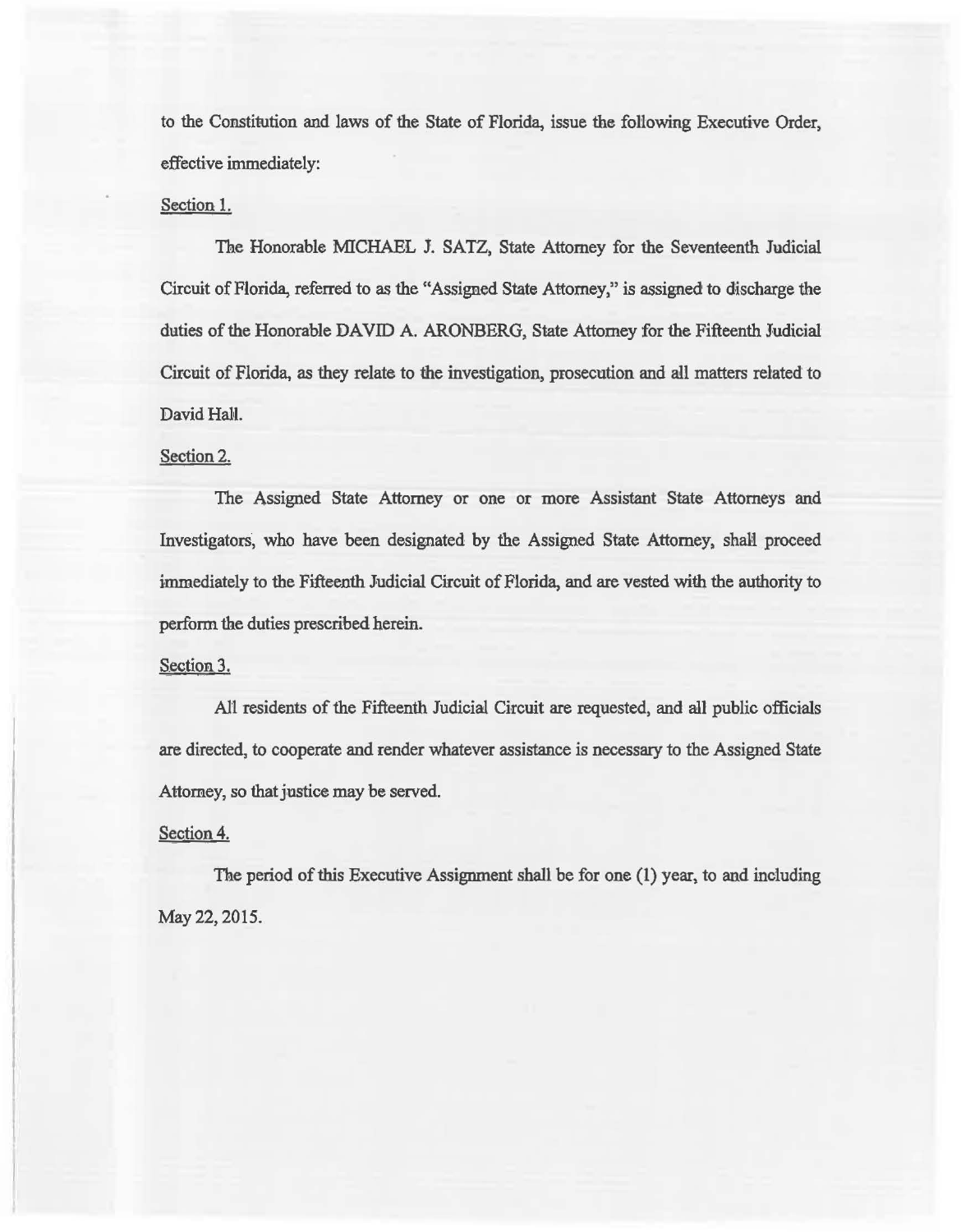to the Constitution and laws of the State of Florida, issue the following Executive Order, effective immediately:

<u>Section 1.</u>

The Honorable MICHAEL J. SATZ, State Attorney for the Seventeenth Judicial Circuit of Florida, referred to as the "Assigned State Attorney," is assigned to discharge the duties of the Honorable DAVID A. ARONBERG, State Attorney for the Fifteenth Judicial Circuit of Florida, as they relate to the investigation, prosecution and all matters related to David Hall.

<u>Section 2.</u>

The Assigned State Attorney or one or more Assistant State Attorneys and Investigators, who have been designated by the Assigned State Attorney, shall proceed immediately to the Fifteenth Judicial Circuit of Florida, and are vested with the authority to perform the duties prescribed herein.

<u>Section 3.</u>

All residents of the Fifteenth Judicial Circuit are requested, and all public officials are directed, to cooperate and render whatever assistance is necessary to the Assigned State Attorney, so that justice may be served.

<u>Section 4.</u>

The period of this Executive Assignment shall be for one (1) year, to and including May 22, 2015.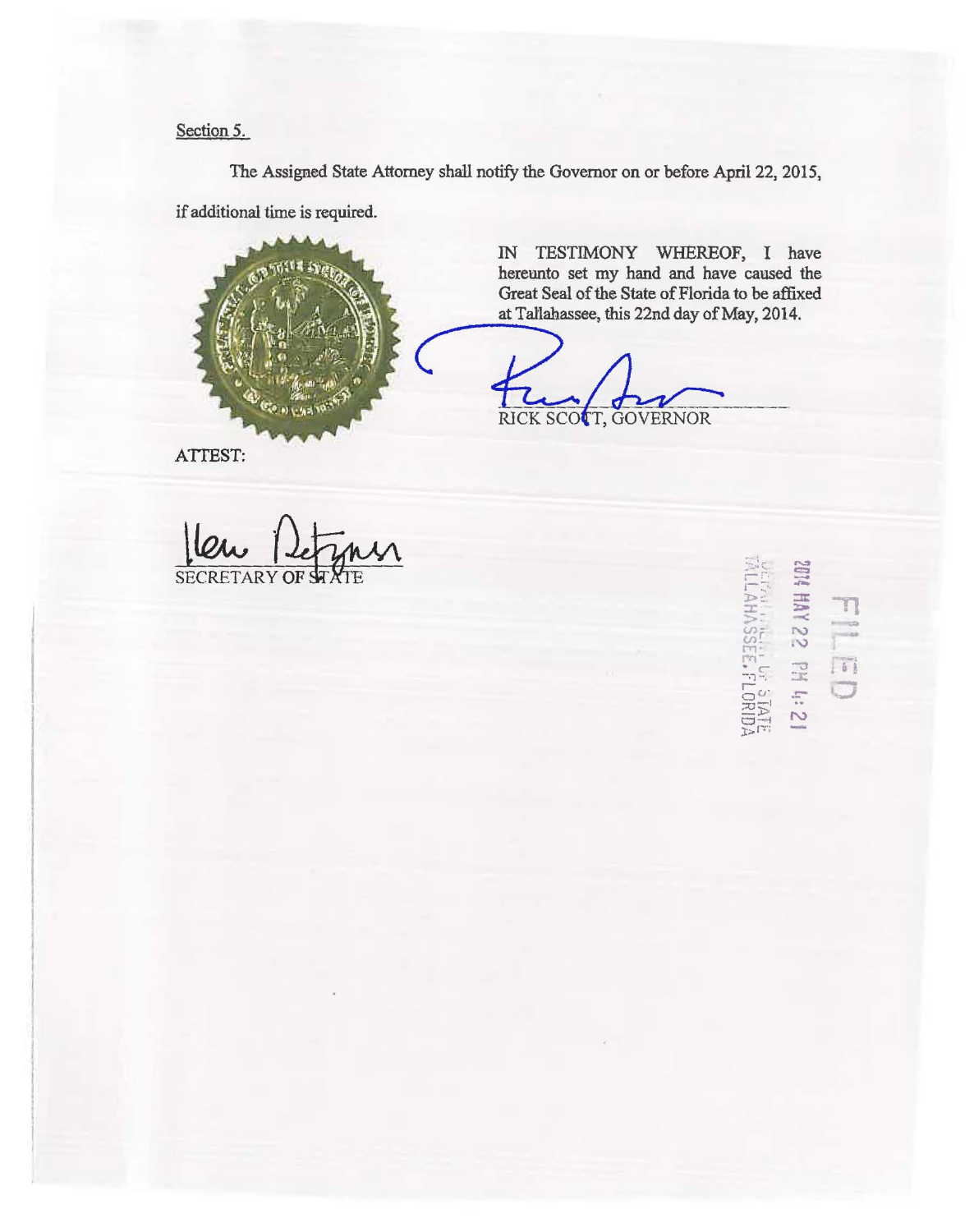Section 5.

The Assigned State Attorney shall notify the Governor on or before April 22, 2015, if additional time is required.

IN TESTIMONY WHEREOF, I have hereunto set my hand and have caused the Great Seal of the State of Florida to be affixed at Tallahassee, this 22nd day of May, 2014.

RICK SCOTT, GOVERNOR

ATTEST:

SECRETARY OF STATE

FILED

2014 MAY 22 PM 4:21

DEPARTMENT OF STATE
TALLAHASSEE, FLORIDA